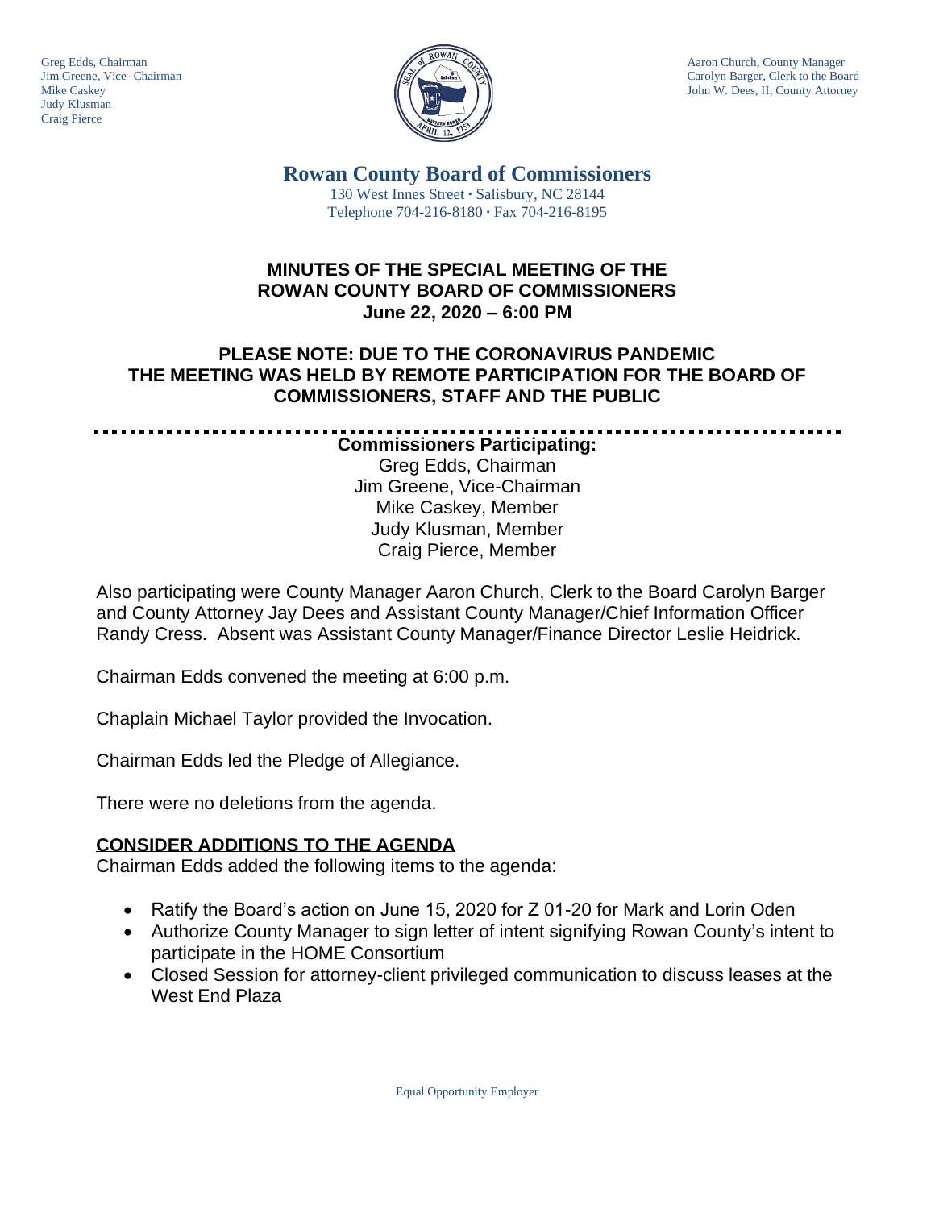Greg Edds, Chairman
Jim Greene, Vice- Chairman
Mike Caskey
Judy Klusman
Craig Pierce

Aaron Church, County Manager
Carolyn Barger, Clerk to the Board
John W. Dees, II, County Attorney

# Rowan County Board of Commissioners

130 West Innes Street · Salisbury, NC 28144
Telephone 704-216-8180 · Fax 704-216-8195

## MINUTES OF THE SPECIAL MEETING OF THE ROWAN COUNTY BOARD OF COMMISSIONERS June 22, 2020 – 6:00 PM

## PLEASE NOTE: DUE TO THE CORONAVIRUS PANDEMIC THE MEETING WAS HELD BY REMOTE PARTICIPATION FOR THE BOARD OF COMMISSIONERS, STAFF AND THE PUBLIC

**Commissioners Participating:**
Greg Edds, Chairman
Jim Greene, Vice-Chairman
Mike Caskey, Member
Judy Klusman, Member
Craig Pierce, Member

Also participating were County Manager Aaron Church, Clerk to the Board Carolyn Barger and County Attorney Jay Dees and Assistant County Manager/Chief Information Officer Randy Cress. Absent was Assistant County Manager/Finance Director Leslie Heidrick.

Chairman Edds convened the meeting at 6:00 p.m.

Chaplain Michael Taylor provided the Invocation.

Chairman Edds led the Pledge of Allegiance.

There were no deletions from the agenda.

### CONSIDER ADDITIONS TO THE AGENDA

Chairman Edds added the following items to the agenda:

- Ratify the Board's action on June 15, 2020 for Z 01-20 for Mark and Lorin Oden
- Authorize County Manager to sign letter of intent signifying Rowan County's intent to participate in the HOME Consortium
- Closed Session for attorney-client privileged communication to discuss leases at the West End Plaza

Equal Opportunity Employer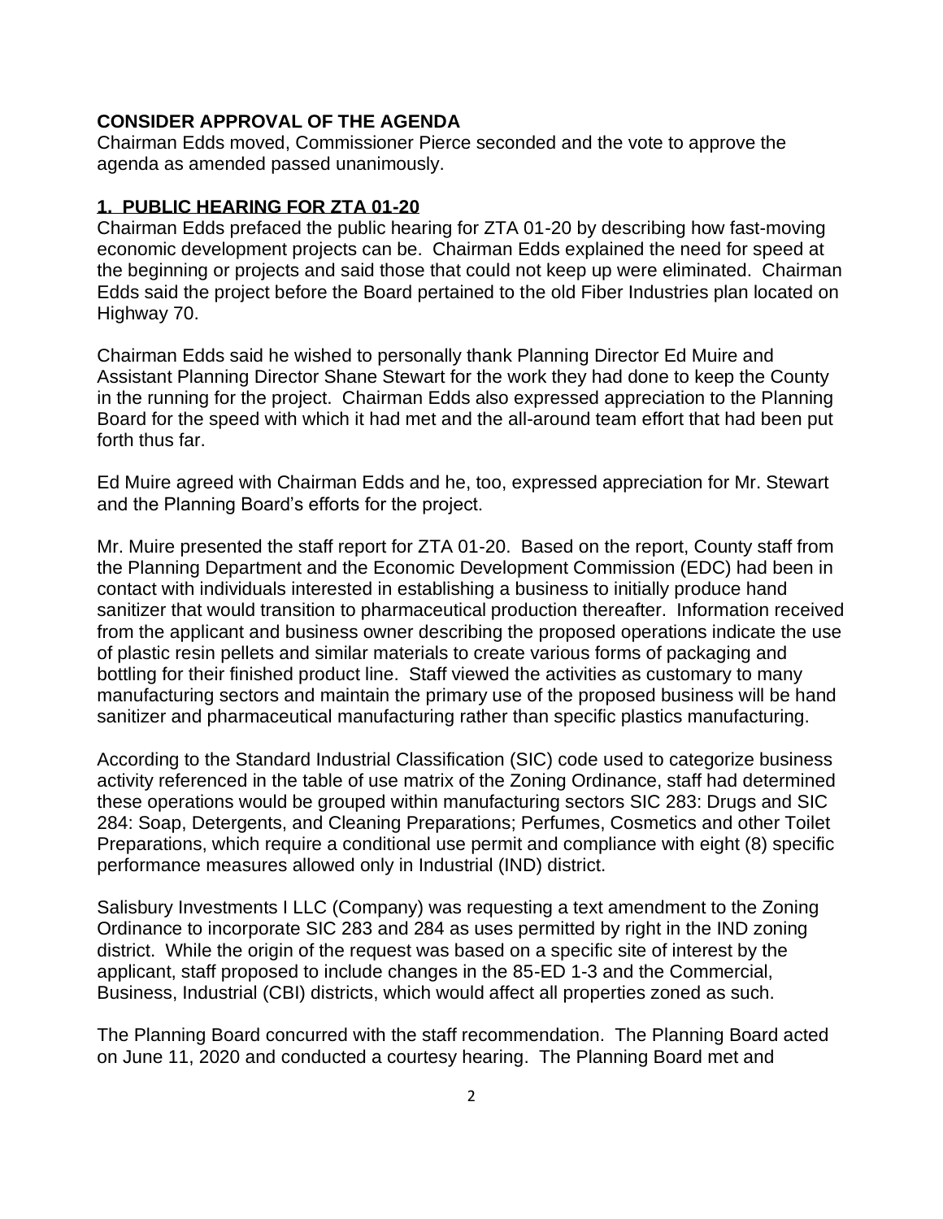## CONSIDER APPROVAL OF THE AGENDA

Chairman Edds moved, Commissioner Pierce seconded and the vote to approve the agenda as amended passed unanimously.

## 1. PUBLIC HEARING FOR ZTA 01-20

Chairman Edds prefaced the public hearing for ZTA 01-20 by describing how fast-moving economic development projects can be. Chairman Edds explained the need for speed at the beginning or projects and said those that could not keep up were eliminated. Chairman Edds said the project before the Board pertained to the old Fiber Industries plan located on Highway 70.

Chairman Edds said he wished to personally thank Planning Director Ed Muire and Assistant Planning Director Shane Stewart for the work they had done to keep the County in the running for the project. Chairman Edds also expressed appreciation to the Planning Board for the speed with which it had met and the all-around team effort that had been put forth thus far.

Ed Muire agreed with Chairman Edds and he, too, expressed appreciation for Mr. Stewart and the Planning Board's efforts for the project.

Mr. Muire presented the staff report for ZTA 01-20. Based on the report, County staff from the Planning Department and the Economic Development Commission (EDC) had been in contact with individuals interested in establishing a business to initially produce hand sanitizer that would transition to pharmaceutical production thereafter. Information received from the applicant and business owner describing the proposed operations indicate the use of plastic resin pellets and similar materials to create various forms of packaging and bottling for their finished product line. Staff viewed the activities as customary to many manufacturing sectors and maintain the primary use of the proposed business will be hand sanitizer and pharmaceutical manufacturing rather than specific plastics manufacturing.

According to the Standard Industrial Classification (SIC) code used to categorize business activity referenced in the table of use matrix of the Zoning Ordinance, staff had determined these operations would be grouped within manufacturing sectors SIC 283: Drugs and SIC 284: Soap, Detergents, and Cleaning Preparations; Perfumes, Cosmetics and other Toilet Preparations, which require a conditional use permit and compliance with eight (8) specific performance measures allowed only in Industrial (IND) district.

Salisbury Investments I LLC (Company) was requesting a text amendment to the Zoning Ordinance to incorporate SIC 283 and 284 as uses permitted by right in the IND zoning district. While the origin of the request was based on a specific site of interest by the applicant, staff proposed to include changes in the 85-ED 1-3 and the Commercial, Business, Industrial (CBI) districts, which would affect all properties zoned as such.

The Planning Board concurred with the staff recommendation. The Planning Board acted on June 11, 2020 and conducted a courtesy hearing. The Planning Board met and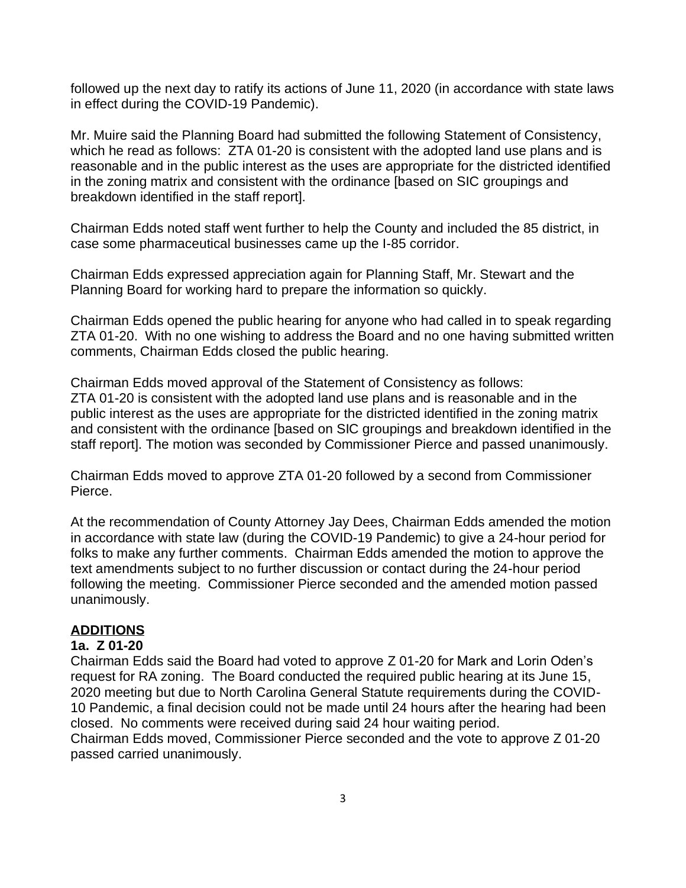followed up the next day to ratify its actions of June 11, 2020 (in accordance with state laws in effect during the COVID-19 Pandemic).

Mr. Muire said the Planning Board had submitted the following Statement of Consistency, which he read as follows: ZTA 01-20 is consistent with the adopted land use plans and is reasonable and in the public interest as the uses are appropriate for the districted identified in the zoning matrix and consistent with the ordinance [based on SIC groupings and breakdown identified in the staff report].

Chairman Edds noted staff went further to help the County and included the 85 district, in case some pharmaceutical businesses came up the I-85 corridor.

Chairman Edds expressed appreciation again for Planning Staff, Mr. Stewart and the Planning Board for working hard to prepare the information so quickly.

Chairman Edds opened the public hearing for anyone who had called in to speak regarding ZTA 01-20. With no one wishing to address the Board and no one having submitted written comments, Chairman Edds closed the public hearing.

Chairman Edds moved approval of the Statement of Consistency as follows:
ZTA 01-20 is consistent with the adopted land use plans and is reasonable and in the public interest as the uses are appropriate for the districted identified in the zoning matrix and consistent with the ordinance [based on SIC groupings and breakdown identified in the staff report]. The motion was seconded by Commissioner Pierce and passed unanimously.

Chairman Edds moved to approve ZTA 01-20 followed by a second from Commissioner Pierce.

At the recommendation of County Attorney Jay Dees, Chairman Edds amended the motion in accordance with state law (during the COVID-19 Pandemic) to give a 24-hour period for folks to make any further comments. Chairman Edds amended the motion to approve the text amendments subject to no further discussion or contact during the 24-hour period following the meeting. Commissioner Pierce seconded and the amended motion passed unanimously.

**ADDITIONS**

**1a. Z 01-20**

Chairman Edds said the Board had voted to approve Z 01-20 for Mark and Lorin Oden's request for RA zoning. The Board conducted the required public hearing at its June 15, 2020 meeting but due to North Carolina General Statute requirements during the COVID-10 Pandemic, a final decision could not be made until 24 hours after the hearing had been closed. No comments were received during said 24 hour waiting period.
Chairman Edds moved, Commissioner Pierce seconded and the vote to approve Z 01-20 passed carried unanimously.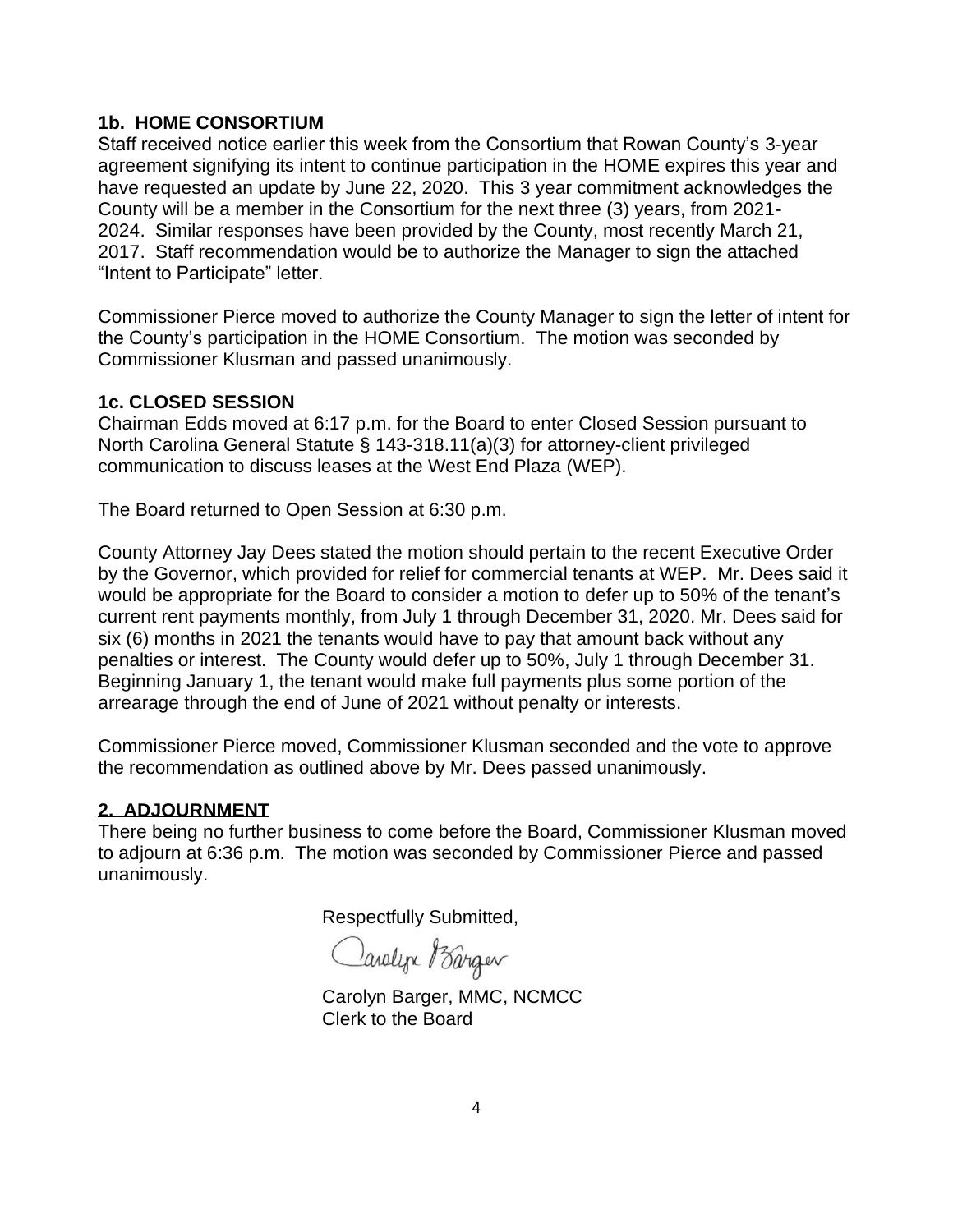### 1b. HOME CONSORTIUM

Staff received notice earlier this week from the Consortium that Rowan County's 3-year agreement signifying its intent to continue participation in the HOME expires this year and have requested an update by June 22, 2020. This 3 year commitment acknowledges the County will be a member in the Consortium for the next three (3) years, from 2021-2024. Similar responses have been provided by the County, most recently March 21, 2017. Staff recommendation would be to authorize the Manager to sign the attached "Intent to Participate" letter.

Commissioner Pierce moved to authorize the County Manager to sign the letter of intent for the County's participation in the HOME Consortium. The motion was seconded by Commissioner Klusman and passed unanimously.

### 1c. CLOSED SESSION

Chairman Edds moved at 6:17 p.m. for the Board to enter Closed Session pursuant to North Carolina General Statute § 143-318.11(a)(3) for attorney-client privileged communication to discuss leases at the West End Plaza (WEP).

The Board returned to Open Session at 6:30 p.m.

County Attorney Jay Dees stated the motion should pertain to the recent Executive Order by the Governor, which provided for relief for commercial tenants at WEP. Mr. Dees said it would be appropriate for the Board to consider a motion to defer up to 50% of the tenant's current rent payments monthly, from July 1 through December 31, 2020. Mr. Dees said for six (6) months in 2021 the tenants would have to pay that amount back without any penalties or interest. The County would defer up to 50%, July 1 through December 31. Beginning January 1, the tenant would make full payments plus some portion of the arrearage through the end of June of 2021 without penalty or interests.

Commissioner Pierce moved, Commissioner Klusman seconded and the vote to approve the recommendation as outlined above by Mr. Dees passed unanimously.

### 2. ADJOURNMENT

There being no further business to come before the Board, Commissioner Klusman moved to adjourn at 6:36 p.m. The motion was seconded by Commissioner Pierce and passed unanimously.

Respectfully Submitted,

Carolyn Barger

Carolyn Barger, MMC, NCMCC
Clerk to the Board